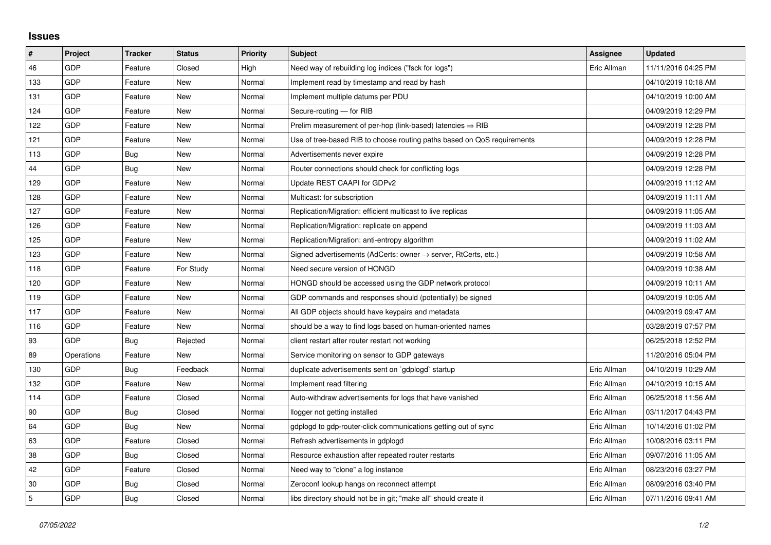## Issues

| # | Project | Tracker | Status | Priority | Subject | Assignee | Updated |
|---|---|---|---|---|---|---|---|
| 46 | GDP | Feature | Closed | High | Need way of rebuilding log indices ("fsck for logs") | Eric Allman | 11/11/2016 04:25 PM |
| 133 | GDP | Feature | New | Normal | Implement read by timestamp and read by hash | | 04/10/2019 10:18 AM |
| 131 | GDP | Feature | New | Normal | Implement multiple datums per PDU | | 04/10/2019 10:00 AM |
| 124 | GDP | Feature | New | Normal | Secure-routing — for RIB | | 04/09/2019 12:29 PM |
| 122 | GDP | Feature | New | Normal | Prelim measurement of per-hop (link-based) latencies ⇒ RIB | | 04/09/2019 12:28 PM |
| 121 | GDP | Feature | New | Normal | Use of tree-based RIB to choose routing paths based on QoS requirements | | 04/09/2019 12:28 PM |
| 113 | GDP | Bug | New | Normal | Advertisements never expire | | 04/09/2019 12:28 PM |
| 44 | GDP | Bug | New | Normal | Router connections should check for conflicting logs | | 04/09/2019 12:28 PM |
| 129 | GDP | Feature | New | Normal | Update REST CAAPI for GDPv2 | | 04/09/2019 11:12 AM |
| 128 | GDP | Feature | New | Normal | Multicast: for subscription | | 04/09/2019 11:11 AM |
| 127 | GDP | Feature | New | Normal | Replication/Migration: efficient multicast to live replicas | | 04/09/2019 11:05 AM |
| 126 | GDP | Feature | New | Normal | Replication/Migration: replicate on append | | 04/09/2019 11:03 AM |
| 125 | GDP | Feature | New | Normal | Replication/Migration: anti-entropy algorithm | | 04/09/2019 11:02 AM |
| 123 | GDP | Feature | New | Normal | Signed advertisements (AdCerts: owner → server, RtCerts, etc.) | | 04/09/2019 10:58 AM |
| 118 | GDP | Feature | For Study | Normal | Need secure version of HONGD | | 04/09/2019 10:38 AM |
| 120 | GDP | Feature | New | Normal | HONGD should be accessed using the GDP network protocol | | 04/09/2019 10:11 AM |
| 119 | GDP | Feature | New | Normal | GDP commands and responses should (potentially) be signed | | 04/09/2019 10:05 AM |
| 117 | GDP | Feature | New | Normal | All GDP objects should have keypairs and metadata | | 04/09/2019 09:47 AM |
| 116 | GDP | Feature | New | Normal | should be a way to find logs based on human-oriented names | | 03/28/2019 07:57 PM |
| 93 | GDP | Bug | Rejected | Normal | client restart after router restart not working | | 06/25/2018 12:52 PM |
| 89 | Operations | Feature | New | Normal | Service monitoring on sensor to GDP gateways | | 11/20/2016 05:04 PM |
| 130 | GDP | Bug | Feedback | Normal | duplicate advertisements sent on `gdplogd` startup | Eric Allman | 04/10/2019 10:29 AM |
| 132 | GDP | Feature | New | Normal | Implement read filtering | Eric Allman | 04/10/2019 10:15 AM |
| 114 | GDP | Feature | Closed | Normal | Auto-withdraw advertisements for logs that have vanished | Eric Allman | 06/25/2018 11:56 AM |
| 90 | GDP | Bug | Closed | Normal | llogger not getting installed | Eric Allman | 03/11/2017 04:43 PM |
| 64 | GDP | Bug | New | Normal | gdplogd to gdp-router-click communications getting out of sync | Eric Allman | 10/14/2016 01:02 PM |
| 63 | GDP | Feature | Closed | Normal | Refresh advertisements in gdplogd | Eric Allman | 10/08/2016 03:11 PM |
| 38 | GDP | Bug | Closed | Normal | Resource exhaustion after repeated router restarts | Eric Allman | 09/07/2016 11:05 AM |
| 42 | GDP | Feature | Closed | Normal | Need way to "clone" a log instance | Eric Allman | 08/23/2016 03:27 PM |
| 30 | GDP | Bug | Closed | Normal | Zeroconf lookup hangs on reconnect attempt | Eric Allman | 08/09/2016 03:40 PM |
| 5 | GDP | Bug | Closed | Normal | libs directory should not be in git; "make all" should create it | Eric Allman | 07/11/2016 09:41 AM |

*07/05/2022*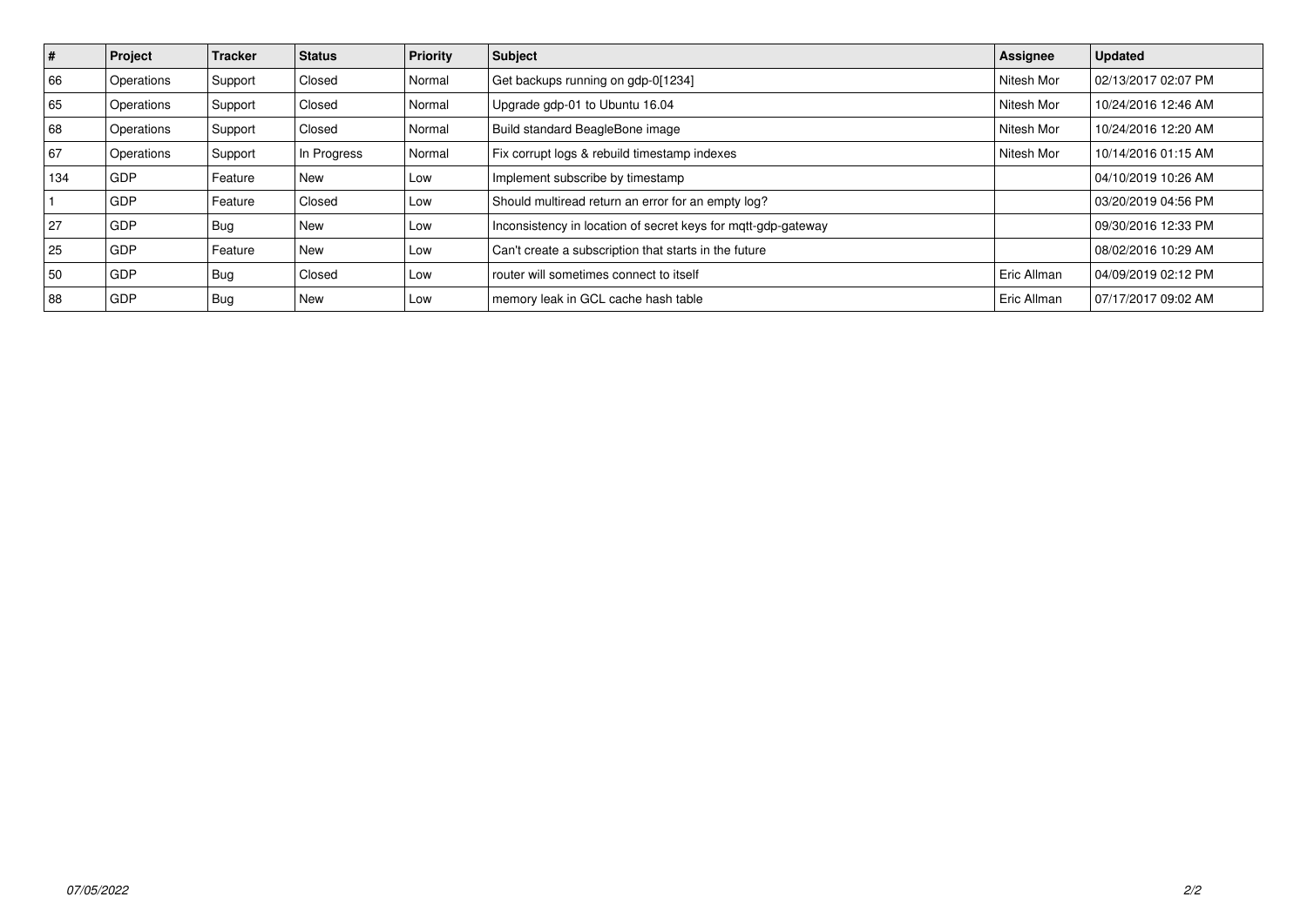| # | Project | Tracker | Status | Priority | Subject | Assignee | Updated |
|---|---|---|---|---|---|---|---|
| 66 | Operations | Support | Closed | Normal | Get backups running on gdp-0[1234] | Nitesh Mor | 02/13/2017 02:07 PM |
| 65 | Operations | Support | Closed | Normal | Upgrade gdp-01 to Ubuntu 16.04 | Nitesh Mor | 10/24/2016 12:46 AM |
| 68 | Operations | Support | Closed | Normal | Build standard BeagleBone image | Nitesh Mor | 10/24/2016 12:20 AM |
| 67 | Operations | Support | In Progress | Normal | Fix corrupt logs & rebuild timestamp indexes | Nitesh Mor | 10/14/2016 01:15 AM |
| 134 | GDP | Feature | New | Low | Implement subscribe by timestamp | | 04/10/2019 10:26 AM |
| 1 | GDP | Feature | Closed | Low | Should multiread return an error for an empty log? | | 03/20/2019 04:56 PM |
| 27 | GDP | Bug | New | Low | Inconsistency in location of secret keys for mqtt-gdp-gateway | | 09/30/2016 12:33 PM |
| 25 | GDP | Feature | New | Low | Can't create a subscription that starts in the future | | 08/02/2016 10:29 AM |
| 50 | GDP | Bug | Closed | Low | router will sometimes connect to itself | Eric Allman | 04/09/2019 02:12 PM |
| 88 | GDP | Bug | New | Low | memory leak in GCL cache hash table | Eric Allman | 07/17/2017 09:02 AM |

*07/05/2022*